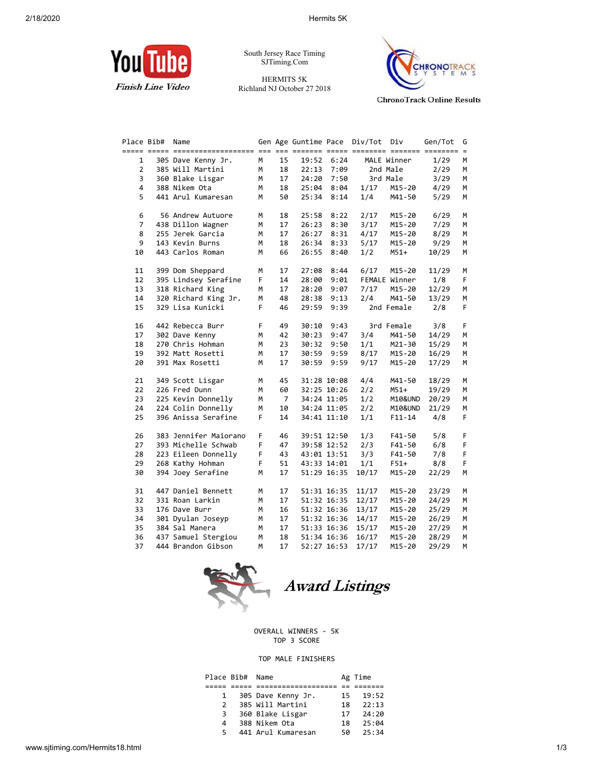South Jersey Race Timing
SJTiming.Com

HERMITS 5K
Richland NJ October 27 2018

Finish Line Video

ChronoTrack Online Results

| Place | Bib# | Name | Gen | Age | Guntime | Pace | Div/Tot | Div | Gen/Tot | G |
|---|---|---|---|---|---|---|---|---|---|---|
| 1 | 305 | Dave Kenny Jr. | M | 15 | 19:52 | 6:24 | MALE Winner | | 1/29 | M |
| 2 | 385 | Will Martini | M | 18 | 22:13 | 7:09 | 2nd Male | | 2/29 | M |
| 3 | 360 | Blake Lisgar | M | 17 | 24:20 | 7:50 | 3rd Male | | 3/29 | M |
| 4 | 388 | Nikem Ota | M | 18 | 25:04 | 8:04 | 1/17 | M15-20 | 4/29 | M |
| 5 | 441 | Arul Kumaresan | M | 50 | 25:34 | 8:14 | 1/4 | M41-50 | 5/29 | M |
| 6 | 56 | Andrew Autuore | M | 18 | 25:58 | 8:22 | 2/17 | M15-20 | 6/29 | M |
| 7 | 438 | Dillon Wagner | M | 17 | 26:23 | 8:30 | 3/17 | M15-20 | 7/29 | M |
| 8 | 255 | Jerek Garcia | M | 17 | 26:27 | 8:31 | 4/17 | M15-20 | 8/29 | M |
| 9 | 143 | Kevin Burns | M | 18 | 26:34 | 8:33 | 5/17 | M15-20 | 9/29 | M |
| 10 | 443 | Carlos Roman | M | 66 | 26:55 | 8:40 | 1/2 | M51+ | 10/29 | M |
| 11 | 399 | Dom Sheppard | M | 17 | 27:08 | 8:44 | 6/17 | M15-20 | 11/29 | M |
| 12 | 395 | Lindsey Serafine | F | 14 | 28:00 | 9:01 | FEMALE Winner | | 1/8 | F |
| 13 | 318 | Richard King | M | 17 | 28:20 | 9:07 | 7/17 | M15-20 | 12/29 | M |
| 14 | 320 | Richard King Jr. | M | 48 | 28:38 | 9:13 | 2/4 | M41-50 | 13/29 | M |
| 15 | 329 | Lisa Kunicki | F | 46 | 29:59 | 9:39 | 2nd Female | | 2/8 | F |
| 16 | 442 | Rebecca Burr | F | 49 | 30:10 | 9:43 | 3rd Female | | 3/8 | F |
| 17 | 302 | Dave Kenny | M | 42 | 30:23 | 9:47 | 3/4 | M41-50 | 14/29 | M |
| 18 | 270 | Chris Hohman | M | 23 | 30:32 | 9:50 | 1/1 | M21-30 | 15/29 | M |
| 19 | 392 | Matt Rosetti | M | 17 | 30:59 | 9:59 | 8/17 | M15-20 | 16/29 | M |
| 20 | 391 | Max Rosetti | M | 17 | 30:59 | 9:59 | 9/17 | M15-20 | 17/29 | M |
| 21 | 349 | Scott Lisgar | M | 45 | 31:28 | 10:08 | 4/4 | M41-50 | 18/29 | M |
| 22 | 226 | Fred Dunn | M | 60 | 32:25 | 10:26 | 2/2 | M51+ | 19/29 | M |
| 23 | 225 | Kevin Donnelly | M | 7 | 34:24 | 11:05 | 1/2 | M10&UND | 20/29 | M |
| 24 | 224 | Colin Donnelly | M | 10 | 34:24 | 11:05 | 2/2 | M10&UND | 21/29 | M |
| 25 | 396 | Anissa Serafine | F | 14 | 34:41 | 11:10 | 1/1 | F11-14 | 4/8 | F |
| 26 | 383 | Jennifer Maiorano | F | 46 | 39:51 | 12:50 | 1/3 | F41-50 | 5/8 | F |
| 27 | 393 | Michelle Schwab | F | 47 | 39:58 | 12:52 | 2/3 | F41-50 | 6/8 | F |
| 28 | 223 | Eileen Donnelly | F | 43 | 43:01 | 13:51 | 3/3 | F41-50 | 7/8 | F |
| 29 | 268 | Kathy Hohman | F | 51 | 43:33 | 14:01 | 1/1 | F51+ | 8/8 | F |
| 30 | 394 | Joey Serafine | M | 17 | 51:29 | 16:35 | 10/17 | M15-20 | 22/29 | M |
| 31 | 447 | Daniel Bennett | M | 17 | 51:31 | 16:35 | 11/17 | M15-20 | 23/29 | M |
| 32 | 331 | Roan Larkin | M | 17 | 51:32 | 16:35 | 12/17 | M15-20 | 24/29 | M |
| 33 | 176 | Dave Burr | M | 16 | 51:32 | 16:36 | 13/17 | M15-20 | 25/29 | M |
| 34 | 301 | Dyulan Joseyp | M | 17 | 51:32 | 16:36 | 14/17 | M15-20 | 26/29 | M |
| 35 | 384 | Sal Manera | M | 17 | 51:33 | 16:36 | 15/17 | M15-20 | 27/29 | M |
| 36 | 437 | Samuel Stergiou | M | 18 | 51:34 | 16:36 | 16/17 | M15-20 | 28/29 | M |
| 37 | 444 | Brandon Gibson | M | 17 | 52:27 | 16:53 | 17/17 | M15-20 | 29/29 | M |

## Award Listings

OVERALL WINNERS - 5K
TOP 3 SCORE

TOP MALE FINISHERS

| Place | Bib# | Name | Ag | Time |
|---|---|---|---|---|
| 1 | 305 | Dave Kenny Jr. | 15 | 19:52 |
| 2 | 385 | Will Martini | 18 | 22:13 |
| 3 | 360 | Blake Lisgar | 17 | 24:20 |
| 4 | 388 | Nikem Ota | 18 | 25:04 |
| 5 | 441 | Arul Kumaresan | 50 | 25:34 |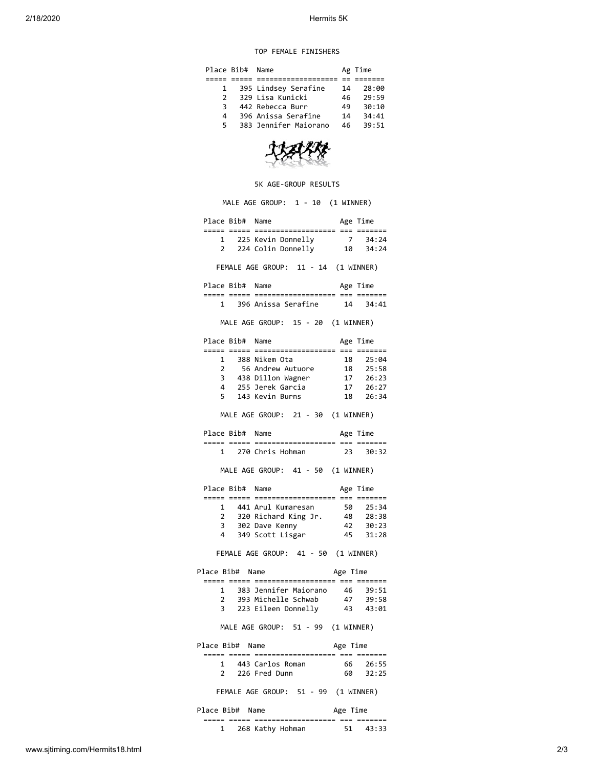## TOP FEMALE FINISHERS

| Place | Bib# | Name | Ag | Time |
|---|---|---|---|---|
| 1 | 395 | Lindsey Serafine | 14 | 28:00 |
| 2 | 329 | Lisa Kunicki | 46 | 29:59 |
| 3 | 442 | Rebecca Burr | 49 | 30:10 |
| 4 | 396 | Anissa Serafine | 14 | 34:41 |
| 5 | 383 | Jennifer Maiorano | 46 | 39:51 |

## 5K AGE-GROUP RESULTS

### MALE AGE GROUP: 1 - 10 (1 WINNER)

| Place | Bib# | Name | Age | Time |
|---|---|---|---|---|
| 1 | 225 | Kevin Donnelly | 7 | 34:24 |
| 2 | 224 | Colin Donnelly | 10 | 34:24 |

### FEMALE AGE GROUP: 11 - 14 (1 WINNER)

| Place | Bib# | Name | Age | Time |
|---|---|---|---|---|
| 1 | 396 | Anissa Serafine | 14 | 34:41 |

### MALE AGE GROUP: 15 - 20 (1 WINNER)

| Place | Bib# | Name | Age | Time |
|---|---|---|---|---|
| 1 | 388 | Nikem Ota | 18 | 25:04 |
| 2 | 56 | Andrew Autuore | 18 | 25:58 |
| 3 | 438 | Dillon Wagner | 17 | 26:23 |
| 4 | 255 | Jerek Garcia | 17 | 26:27 |
| 5 | 143 | Kevin Burns | 18 | 26:34 |

### MALE AGE GROUP: 21 - 30 (1 WINNER)

| Place | Bib# | Name | Age | Time |
|---|---|---|---|---|
| 1 | 270 | Chris Hohman | 23 | 30:32 |

### MALE AGE GROUP: 41 - 50 (1 WINNER)

| Place | Bib# | Name | Age | Time |
|---|---|---|---|---|
| 1 | 441 | Arul Kumaresan | 50 | 25:34 |
| 2 | 320 | Richard King Jr. | 48 | 28:38 |
| 3 | 302 | Dave Kenny | 42 | 30:23 |
| 4 | 349 | Scott Lisgar | 45 | 31:28 |

### FEMALE AGE GROUP: 41 - 50 (1 WINNER)

| Place | Bib# | Name | Age | Time |
|---|---|---|---|---|
| 1 | 383 | Jennifer Maiorano | 46 | 39:51 |
| 2 | 393 | Michelle Schwab | 47 | 39:58 |
| 3 | 223 | Eileen Donnelly | 43 | 43:01 |

### MALE AGE GROUP: 51 - 99 (1 WINNER)

| Place | Bib# | Name | Age | Time |
|---|---|---|---|---|
| 1 | 443 | Carlos Roman | 66 | 26:55 |
| 2 | 226 | Fred Dunn | 60 | 32:25 |

### FEMALE AGE GROUP: 51 - 99 (1 WINNER)

| Place | Bib# | Name | Age | Time |
|---|---|---|---|---|
| 1 | 268 | Kathy Hohman | 51 | 43:33 |